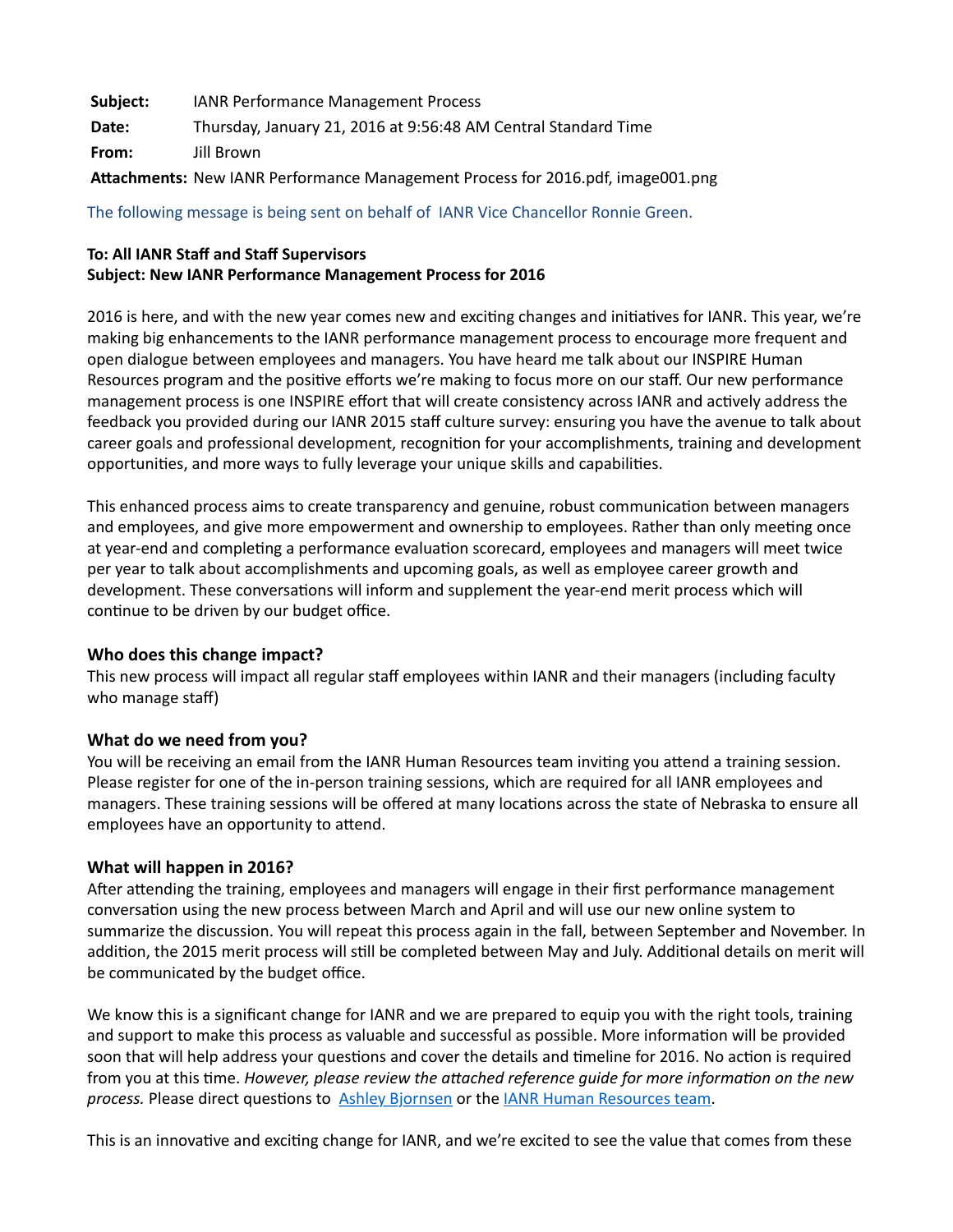**Subject:** IANR Performance Management Process
**Date:** Thursday, January 21, 2016 at 9:56:48 AM Central Standard Time
**From:** Jill Brown
**Attachments:** New IANR Performance Management Process for 2016.pdf, image001.png

The following message is being sent on behalf of IANR Vice Chancellor Ronnie Green.

**To: All IANR Staff and Staff Supervisors**
**Subject: New IANR Performance Management Process for 2016**

2016 is here, and with the new year comes new and exciting changes and initiatives for IANR. This year, we're making big enhancements to the IANR performance management process to encourage more frequent and open dialogue between employees and managers. You have heard me talk about our INSPIRE Human Resources program and the positive efforts we're making to focus more on our staff. Our new performance management process is one INSPIRE effort that will create consistency across IANR and actively address the feedback you provided during our IANR 2015 staff culture survey: ensuring you have the avenue to talk about career goals and professional development, recognition for your accomplishments, training and development opportunities, and more ways to fully leverage your unique skills and capabilities.

This enhanced process aims to create transparency and genuine, robust communication between managers and employees, and give more empowerment and ownership to employees. Rather than only meeting once at year-end and completing a performance evaluation scorecard, employees and managers will meet twice per year to talk about accomplishments and upcoming goals, as well as employee career growth and development. These conversations will inform and supplement the year-end merit process which will continue to be driven by our budget office.

### Who does this change impact?

This new process will impact all regular staff employees within IANR and their managers (including faculty who manage staff)

### What do we need from you?

You will be receiving an email from the IANR Human Resources team inviting you attend a training session. Please register for one of the in-person training sessions, which are required for all IANR employees and managers. These training sessions will be offered at many locations across the state of Nebraska to ensure all employees have an opportunity to attend.

### What will happen in 2016?

After attending the training, employees and managers will engage in their first performance management conversation using the new process between March and April and will use our new online system to summarize the discussion. You will repeat this process again in the fall, between September and November. In addition, the 2015 merit process will still be completed between May and July. Additional details on merit will be communicated by the budget office.

We know this is a significant change for IANR and we are prepared to equip you with the right tools, training and support to make this process as valuable and successful as possible. More information will be provided soon that will help address your questions and cover the details and timeline for 2016. No action is required from you at this time. *However, please review the attached reference guide for more information on the new process.* Please direct questions to Ashley Bjornsen or the IANR Human Resources team.

This is an innovative and exciting change for IANR, and we're excited to see the value that comes from these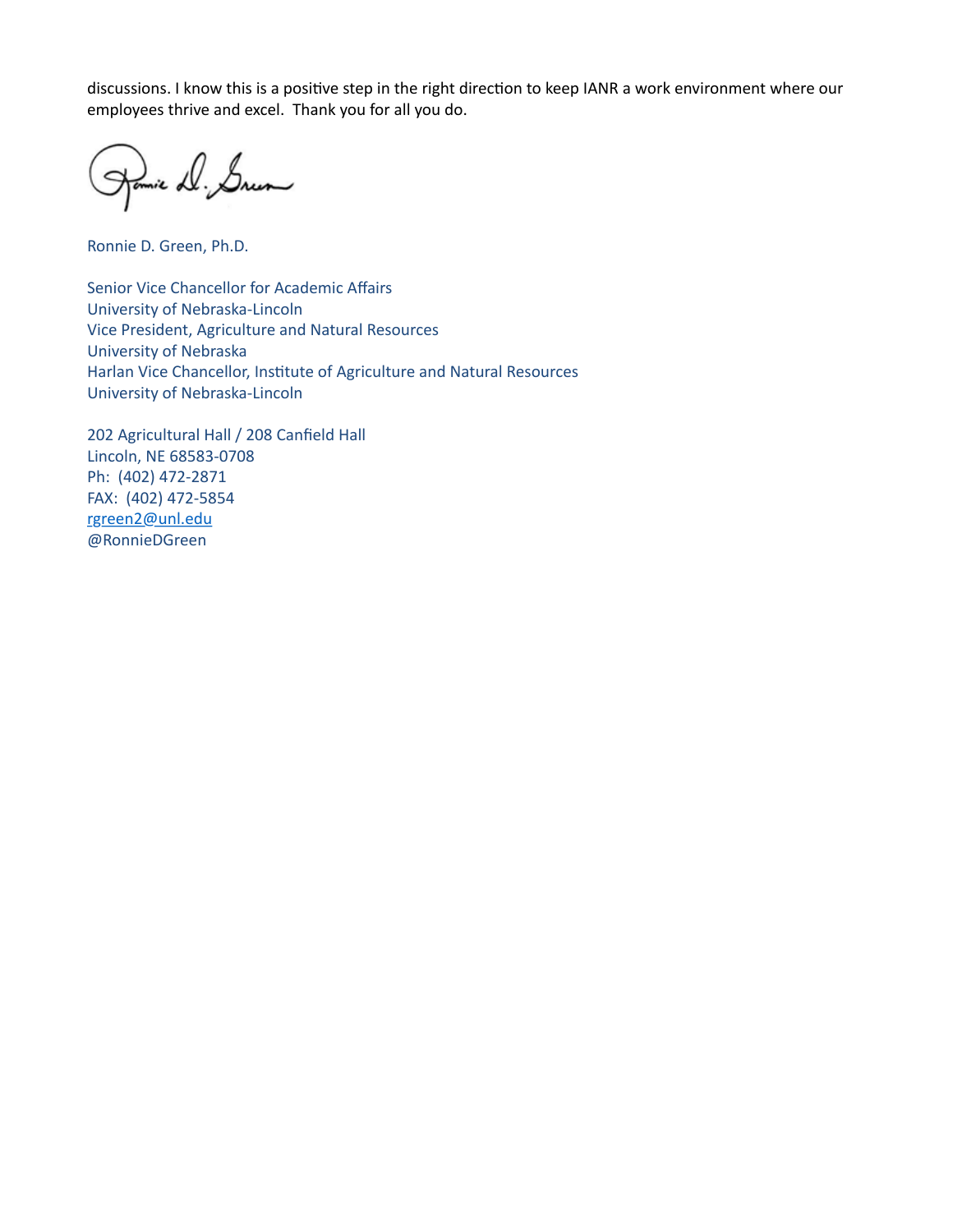discussions. I know this is a positive step in the right direction to keep IANR a work environment where our employees thrive and excel. Thank you for all you do.

Ronnie D. Green, Ph.D.

Senior Vice Chancellor for Academic Affairs
University of Nebraska-Lincoln
Vice President, Agriculture and Natural Resources
University of Nebraska
Harlan Vice Chancellor, Institute of Agriculture and Natural Resources
University of Nebraska-Lincoln

202 Agricultural Hall / 208 Canfield Hall
Lincoln, NE 68583-0708
Ph: (402) 472-2871
FAX: (402) 472-5854
rgreen2@unl.edu
@RonnieDGreen